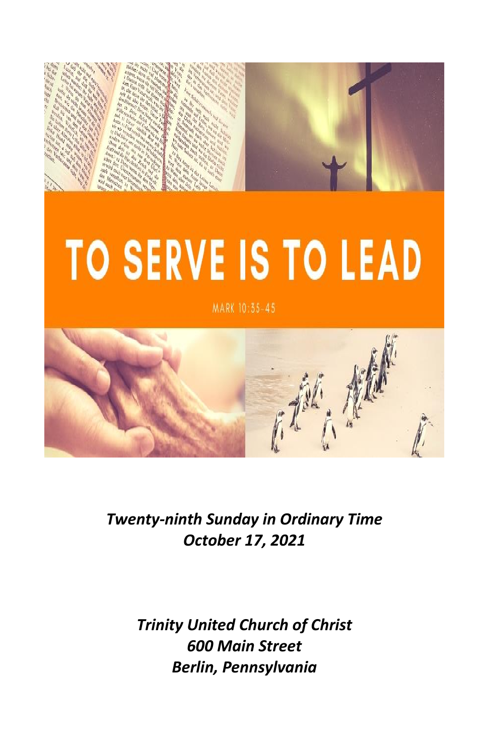# TO SERVE IS TO LEAD

MARK 10:35-45

***Twenty-ninth Sunday in Ordinary Time***
***October 17, 2021***

***Trinity United Church of Christ***
***600 Main Street***
***Berlin, Pennsylvania***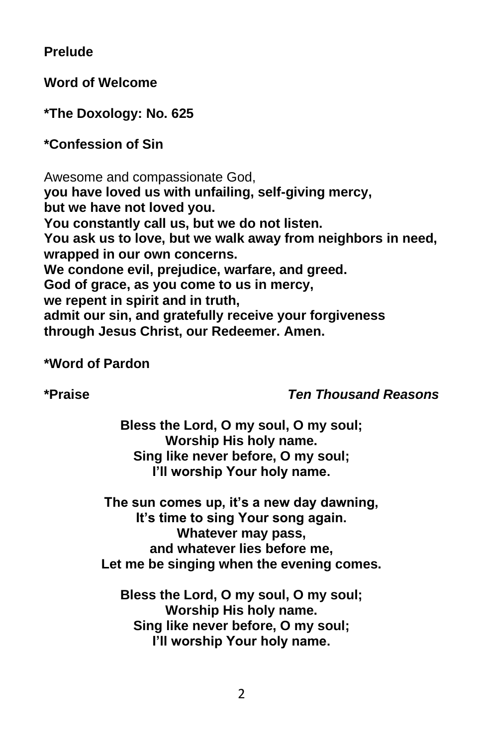**Prelude**

**Word of Welcome**

***The Doxology: No. 625**

***Confession of Sin**

Awesome and compassionate God,
**you have loved us with unfailing, self-giving mercy,**
**but we have not loved you.**
**You constantly call us, but we do not listen.**
**You ask us to love, but we walk away from neighbors in need,**
**wrapped in our own concerns.**
**We condone evil, prejudice, warfare, and greed.**
**God of grace, as you come to us in mercy,**
**we repent in spirit and in truth,**
**admit our sin, and gratefully receive your forgiveness**
**through Jesus Christ, our Redeemer. Amen.**

***Word of Pardon**

***Praise** ***Ten Thousand Reasons***

**Bless the Lord, O my soul, O my soul;**
**Worship His holy name.**
**Sing like never before, O my soul;**
**I'll worship Your holy name.**

**The sun comes up, it's a new day dawning,**
**It's time to sing Your song again.**
**Whatever may pass,**
**and whatever lies before me,**
**Let me be singing when the evening comes.**

**Bless the Lord, O my soul, O my soul;**
**Worship His holy name.**
**Sing like never before, O my soul;**
**I'll worship Your holy name.**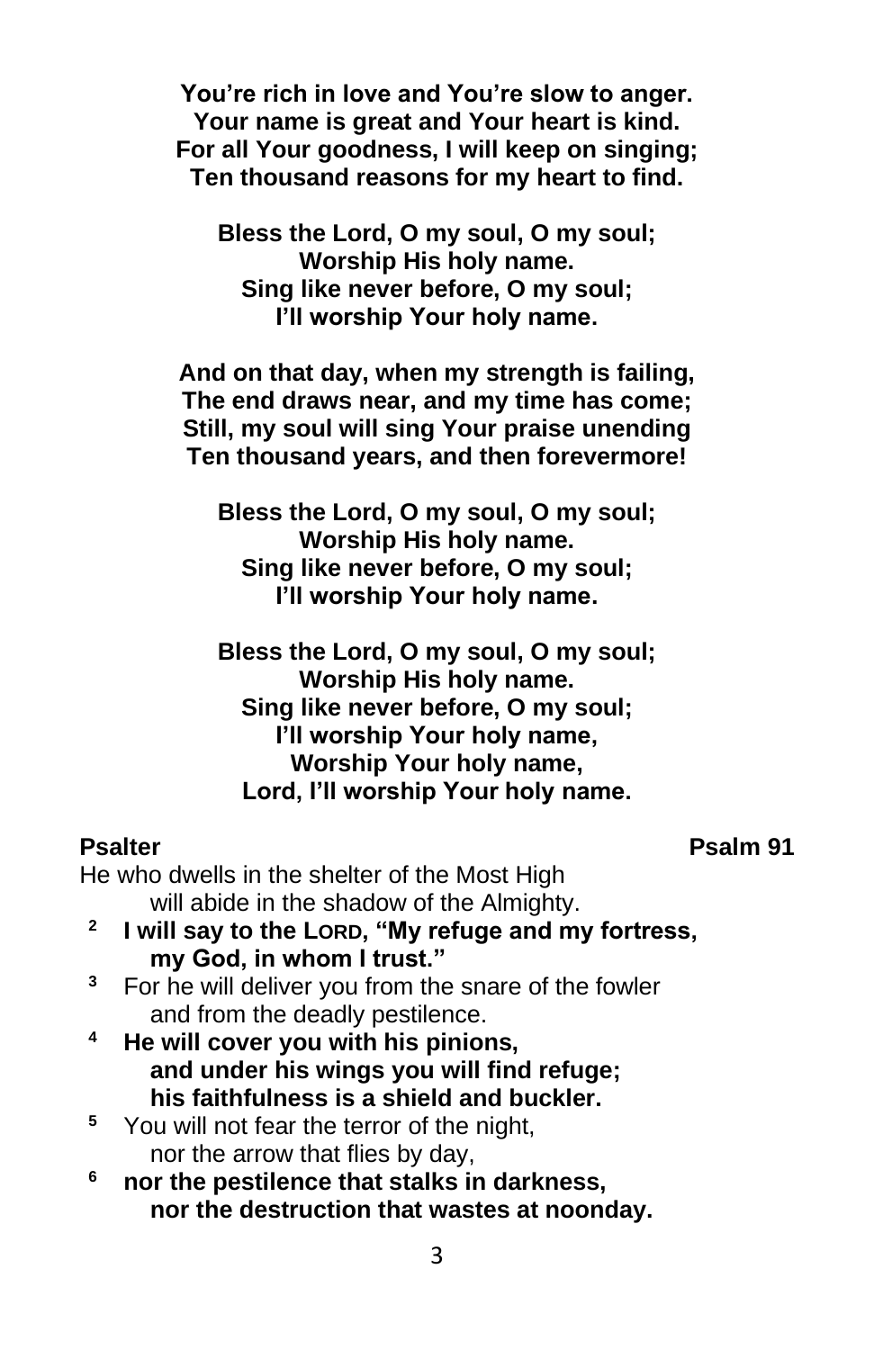**You're rich in love and You're slow to anger.**
**Your name is great and Your heart is kind.**
**For all Your goodness, I will keep on singing;**
**Ten thousand reasons for my heart to find.**

**Bless the Lord, O my soul, O my soul;**
**Worship His holy name.**
**Sing like never before, O my soul;**
**I'll worship Your holy name.**

**And on that day, when my strength is failing,**
**The end draws near, and my time has come;**
**Still, my soul will sing Your praise unending**
**Ten thousand years, and then forevermore!**

**Bless the Lord, O my soul, O my soul;**
**Worship His holy name.**
**Sing like never before, O my soul;**
**I'll worship Your holy name.**

**Bless the Lord, O my soul, O my soul;**
**Worship His holy name.**
**Sing like never before, O my soul;**
**I'll worship Your holy name,**
**Worship Your holy name,**
**Lord, I'll worship Your holy name.**

**Psalter** **Psalm 91**

He who dwells in the shelter of the Most High
    will abide in the shadow of the Almighty.
[2] **I will say to the LORD, "My refuge and my fortress,**
    **my God, in whom I trust."**
[3] For he will deliver you from the snare of the fowler
    and from the deadly pestilence.
[4] **He will cover you with his pinions,**
    **and under his wings you will find refuge;**
    **his faithfulness is a shield and buckler.**
[5] You will not fear the terror of the night,
    nor the arrow that flies by day,
[6] **nor the pestilence that stalks in darkness,**
    **nor the destruction that wastes at noonday.**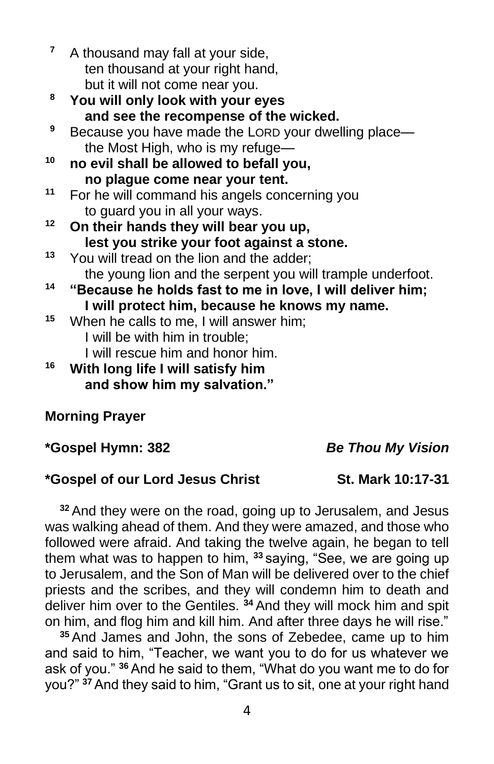[7] A thousand may fall at your side,
ten thousand at your right hand,
but it will not come near you.

**[8] You will only look with your eyes
and see the recompense of the wicked.**

[9] Because you have made the LORD your dwelling place—
the Most High, who is my refuge—

**[10] no evil shall be allowed to befall you,
no plague come near your tent.**

[11] For he will command his angels concerning you
to guard you in all your ways.

**[12] On their hands they will bear you up,
lest you strike your foot against a stone.**

[13] You will tread on the lion and the adder;
the young lion and the serpent you will trample underfoot.

**[14] "Because he holds fast to me in love, I will deliver him;
I will protect him, because he knows my name.**

[15] When he calls to me, I will answer him;
I will be with him in trouble;
I will rescue him and honor him.

**[16] With long life I will satisfy him
and show him my salvation."**

**Morning Prayer**

**\*Gospel Hymn: 382** ***Be Thou My Vision***

**\*Gospel of our Lord Jesus Christ St. Mark 10:17-31**

[32] And they were on the road, going up to Jerusalem, and Jesus was walking ahead of them. And they were amazed, and those who followed were afraid. And taking the twelve again, he began to tell them what was to happen to him, [33] saying, "See, we are going up to Jerusalem, and the Son of Man will be delivered over to the chief priests and the scribes, and they will condemn him to death and deliver him over to the Gentiles. [34] And they will mock him and spit on him, and flog him and kill him. And after three days he will rise."

[35] And James and John, the sons of Zebedee, came up to him and said to him, "Teacher, we want you to do for us whatever we ask of you." [36] And he said to them, "What do you want me to do for you?" [37] And they said to him, "Grant us to sit, one at your right hand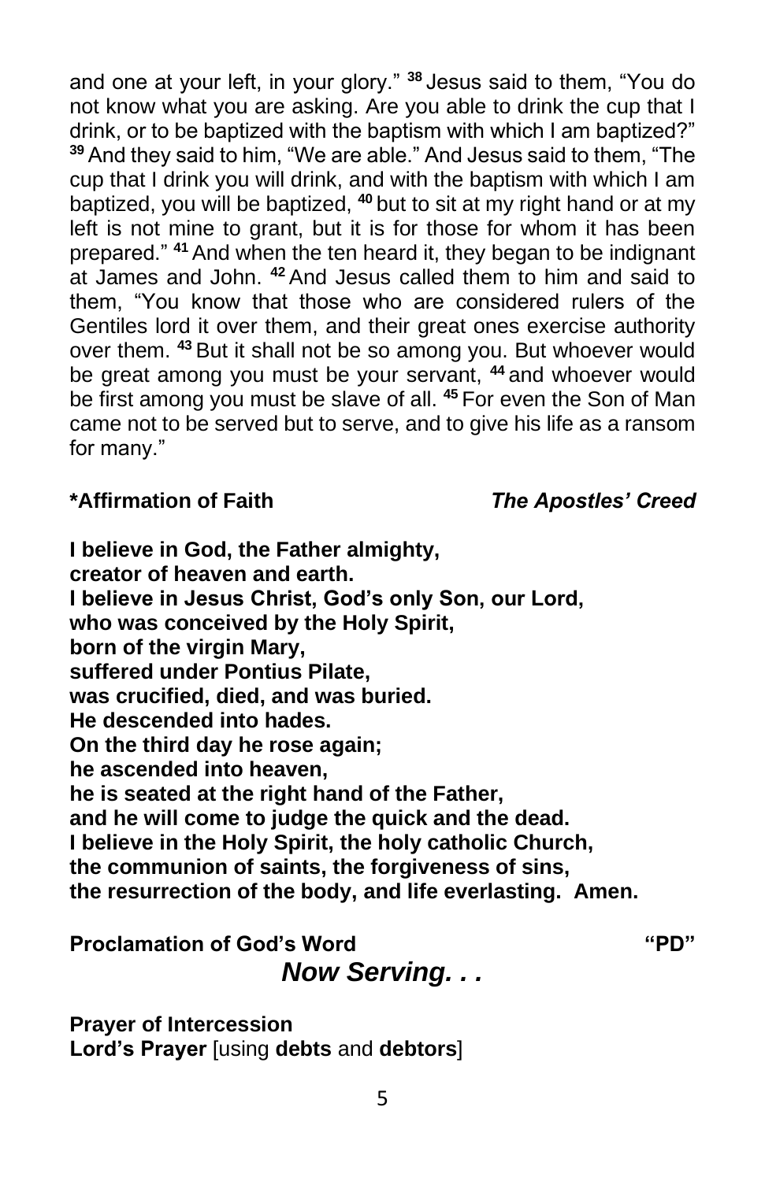and one at your left, in your glory." [38] Jesus said to them, "You do not know what you are asking. Are you able to drink the cup that I drink, or to be baptized with the baptism with which I am baptized?" [39] And they said to him, "We are able." And Jesus said to them, "The cup that I drink you will drink, and with the baptism with which I am baptized, you will be baptized, [40] but to sit at my right hand or at my left is not mine to grant, but it is for those for whom it has been prepared." [41] And when the ten heard it, they began to be indignant at James and John. [42] And Jesus called them to him and said to them, "You know that those who are considered rulers of the Gentiles lord it over them, and their great ones exercise authority over them. [43] But it shall not be so among you. But whoever would be great among you must be your servant, [44] and whoever would be first among you must be slave of all. [45] For even the Son of Man came not to be served but to serve, and to give his life as a ransom for many."

**\*Affirmation of Faith** ***The Apostles' Creed***

**I believe in God, the Father almighty,**
**creator of heaven and earth.**
**I believe in Jesus Christ, God's only Son, our Lord,**
**who was conceived by the Holy Spirit,**
**born of the virgin Mary,**
**suffered under Pontius Pilate,**
**was crucified, died, and was buried.**
**He descended into hades.**
**On the third day he rose again;**
**he ascended into heaven,**
**he is seated at the right hand of the Father,**
**and he will come to judge the quick and the dead.**
**I believe in the Holy Spirit, the holy catholic Church,**
**the communion of saints, the forgiveness of sins,**
**the resurrection of the body, and life everlasting. Amen.**

**Proclamation of God's Word** **"PD"**

***Now Serving. . .***

**Prayer of Intercession**
**Lord's Prayer** [using **debts** and **debtors**]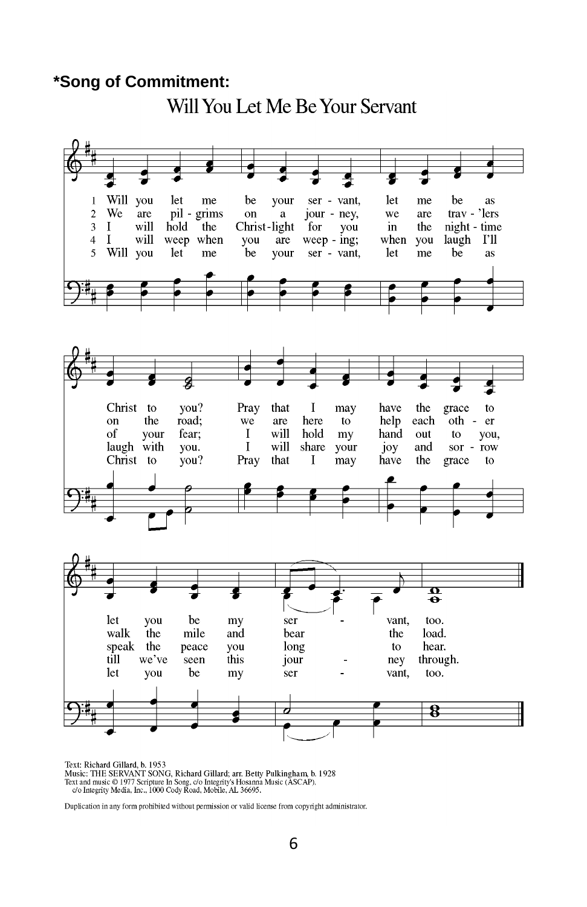**\*Song of Commitment:**

# Will You Let Me Be Your Servant

1. Will you let me be your servant, let me be as Christ to you? Pray that I may have the grace to let you be my servant, too.
2. We are pilgrims on a journey, we are trav'lers on the road; we are here to help each other walk the mile and bear the load.
3. I will hold the Christ-light for you in the night-time of your fear; I will hold my hand out to you, speak the peace you long to hear.
4. I will weep when you are weeping; when you laugh I'll laugh with you. I will share your joy and sorrow till we've seen this journey through.
5. Will you let me be your servant, let me be as Christ to you? Pray that I may have the grace to let you be my servant, too.

Text: Richard Gillard, b. 1953
Music: THE SERVANT SONG, Richard Gillard; arr. Betty Pulkingham, b. 1928
Text and music © 1977 Scripture In Song, c/o Integrity's Hosanna Music (ASCAP),
c/o Integrity Media, Inc., 1000 Cody Road, Mobile, AL 36695.

Duplication in any form prohibited without permission or valid license from copyright administrator.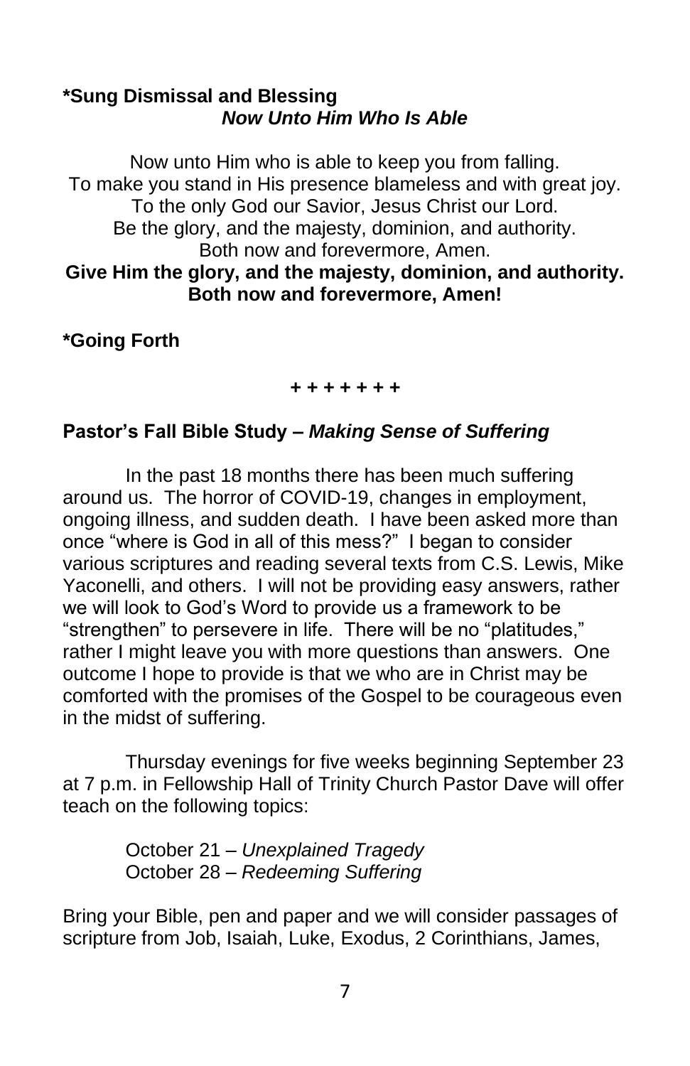**\*Sung Dismissal and Blessing**
***Now Unto Him Who Is Able***

Now unto Him who is able to keep you from falling.
To make you stand in His presence blameless and with great joy.
To the only God our Savior, Jesus Christ our Lord.
Be the glory, and the majesty, dominion, and authority.
Both now and forevermore, Amen.
**Give Him the glory, and the majesty, dominion, and authority.**
**Both now and forevermore, Amen!**

**\*Going Forth**

**+ + + + + + +**

**Pastor's Fall Bible Study –** ***Making Sense of Suffering***

In the past 18 months there has been much suffering around us. The horror of COVID-19, changes in employment, ongoing illness, and sudden death. I have been asked more than once "where is God in all of this mess?" I began to consider various scriptures and reading several texts from C.S. Lewis, Mike Yaconelli, and others. I will not be providing easy answers, rather we will look to God's Word to provide us a framework to be "strengthen" to persevere in life. There will be no "platitudes," rather I might leave you with more questions than answers. One outcome I hope to provide is that we who are in Christ may be comforted with the promises of the Gospel to be courageous even in the midst of suffering.

Thursday evenings for five weeks beginning September 23 at 7 p.m. in Fellowship Hall of Trinity Church Pastor Dave will offer teach on the following topics:

October 21 – *Unexplained Tragedy*
October 28 – *Redeeming Suffering*

Bring your Bible, pen and paper and we will consider passages of scripture from Job, Isaiah, Luke, Exodus, 2 Corinthians, James,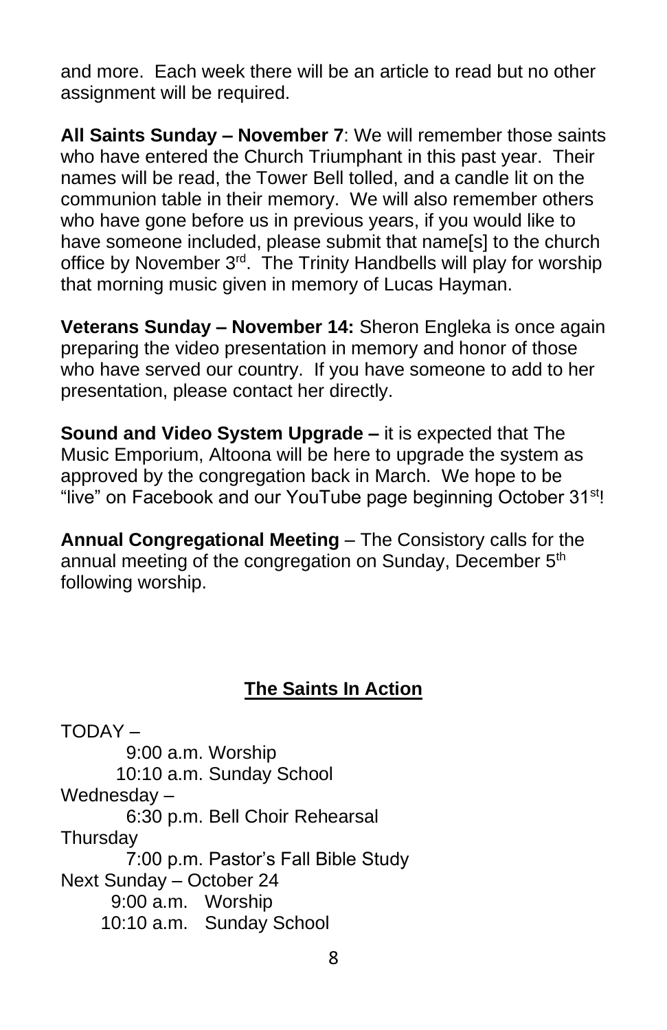and more. Each week there will be an article to read but no other assignment will be required.

**All Saints Sunday – November 7**: We will remember those saints who have entered the Church Triumphant in this past year. Their names will be read, the Tower Bell tolled, and a candle lit on the communion table in their memory. We will also remember others who have gone before us in previous years, if you would like to have someone included, please submit that name[s] to the church office by November 3rd. The Trinity Handbells will play for worship that morning music given in memory of Lucas Hayman.

**Veterans Sunday – November 14:** Sheron Engleka is once again preparing the video presentation in memory and honor of those who have served our country. If you have someone to add to her presentation, please contact her directly.

**Sound and Video System Upgrade –** it is expected that The Music Emporium, Altoona will be here to upgrade the system as approved by the congregation back in March. We hope to be "live" on Facebook and our YouTube page beginning October 31st!

**Annual Congregational Meeting** – The Consistory calls for the annual meeting of the congregation on Sunday, December 5th following worship.

## The Saints In Action

TODAY –
- 9:00 a.m. Worship
- 10:10 a.m. Sunday School

Wednesday –
- 6:30 p.m. Bell Choir Rehearsal

Thursday
- 7:00 p.m. Pastor's Fall Bible Study

Next Sunday – October 24
- 9:00 a.m. Worship
- 10:10 a.m. Sunday School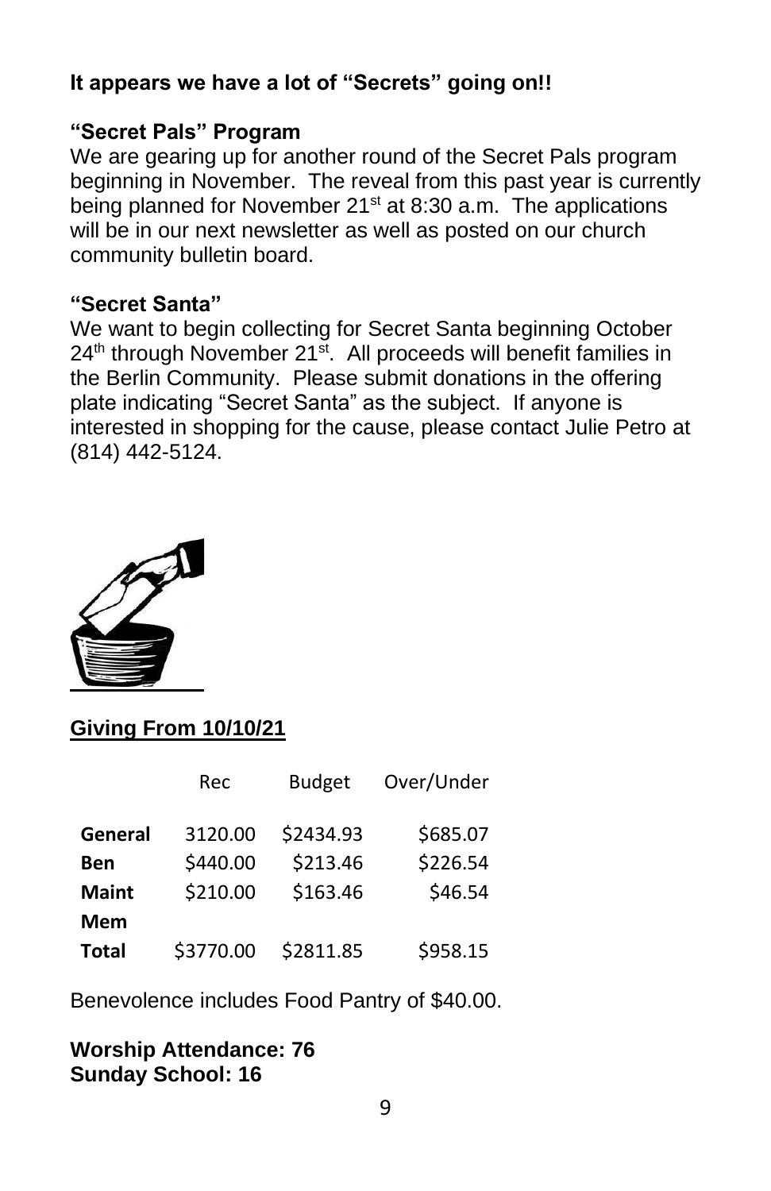**It appears we have a lot of "Secrets" going on!!**

**"Secret Pals" Program**

We are gearing up for another round of the Secret Pals program beginning in November. The reveal from this past year is currently being planned for November 21st at 8:30 a.m. The applications will be in our next newsletter as well as posted on our church community bulletin board.

**"Secret Santa"**

We want to begin collecting for Secret Santa beginning October 24th through November 21st. All proceeds will benefit families in the Berlin Community. Please submit donations in the offering plate indicating "Secret Santa" as the subject. If anyone is interested in shopping for the cause, please contact Julie Petro at (814) 442-5124.

**Giving From 10/10/21**

| | Rec | Budget | Over/Under |
|---|---|---|---|
| **General** | 3120.00 | $2434.93 | $685.07 |
| **Ben** | $440.00 | $213.46 | $226.54 |
| **Maint** | $210.00 | $163.46 | $46.54 |
| **Mem** | | | |
| **Total** | $3770.00 | $2811.85 | $958.15 |

Benevolence includes Food Pantry of $40.00.

**Worship Attendance: 76**
**Sunday School: 16**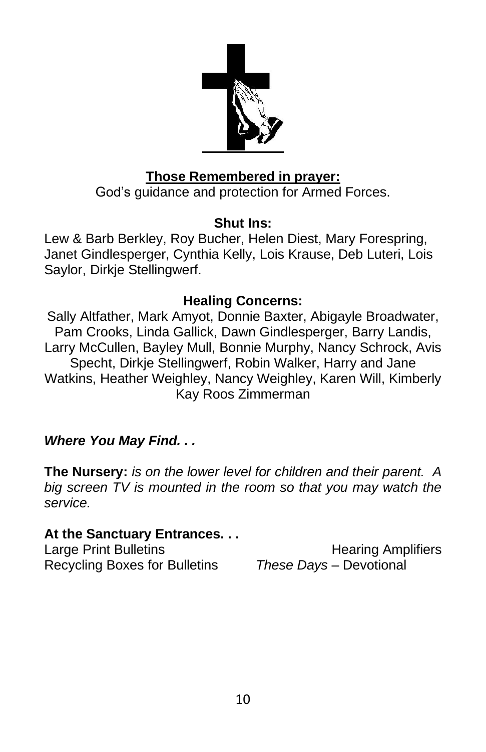**Those Remembered in prayer:**

God's guidance and protection for Armed Forces.

**Shut Ins:**

Lew & Barb Berkley, Roy Bucher, Helen Diest, Mary Forespring, Janet Gindlesperger, Cynthia Kelly, Lois Krause, Deb Luteri, Lois Saylor, Dirkje Stellingwerf.

**Healing Concerns:**

Sally Altfather, Mark Amyot, Donnie Baxter, Abigayle Broadwater, Pam Crooks, Linda Gallick, Dawn Gindlesperger, Barry Landis, Larry McCullen, Bayley Mull, Bonnie Murphy, Nancy Schrock, Avis Specht, Dirkje Stellingwerf, Robin Walker, Harry and Jane Watkins, Heather Weighley, Nancy Weighley, Karen Will, Kimberly Kay Roos Zimmerman

***Where You May Find. . .***

**The Nursery:** *is on the lower level for children and their parent. A big screen TV is mounted in the room so that you may watch the service.*

**At the Sanctuary Entrances. . .**

Large Print Bulletins
Hearing Amplifiers
Recycling Boxes for Bulletins
*These Days* – Devotional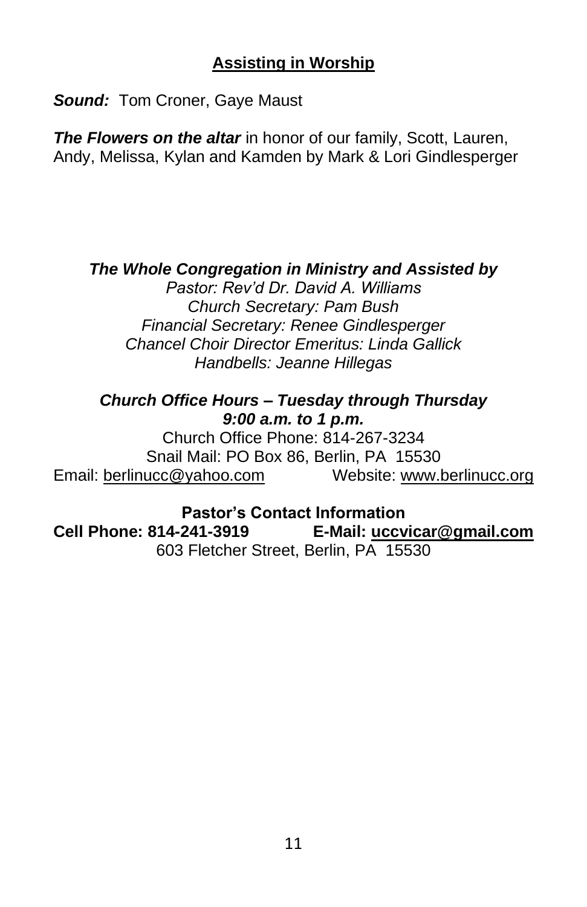## Assisting in Worship

***Sound:*** Tom Croner, Gaye Maust

***The Flowers on the altar*** in honor of our family, Scott, Lauren, Andy, Melissa, Kylan and Kamden by Mark & Lori Gindlesperger

***The Whole Congregation in Ministry and Assisted by***
*Pastor: Rev'd Dr. David A. Williams*
*Church Secretary: Pam Bush*
*Financial Secretary: Renee Gindlesperger*
*Chancel Choir Director Emeritus: Linda Gallick*
*Handbells: Jeanne Hillegas*

***Church Office Hours – Tuesday through Thursday***
***9:00 a.m. to 1 p.m.***
Church Office Phone: 814-267-3234
Snail Mail: PO Box 86, Berlin, PA 15530
Email: berlinucc@yahoo.com Website: www.berlinucc.org

**Pastor's Contact Information**
**Cell Phone: 814-241-3919 E-Mail: uccvicar@gmail.com**
603 Fletcher Street, Berlin, PA 15530